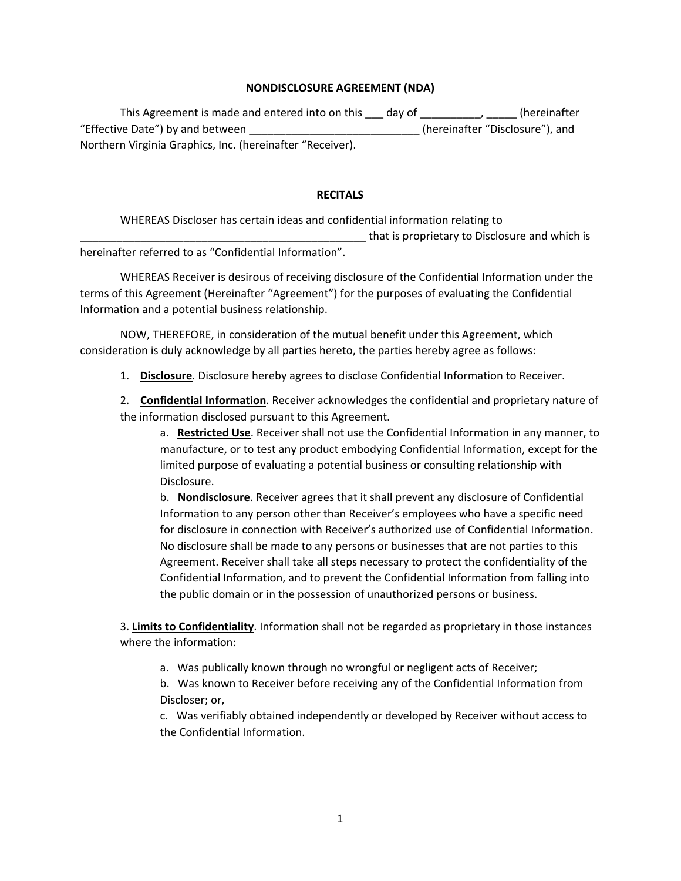**NONDISCLOSURE AGREEMENT (NDA)**

This Agreement is made and entered into on this ___ day of __________, _____ (hereinafter "Effective Date") by and between ____________________________ (hereinafter "Disclosure"), and Northern Virginia Graphics, Inc. (hereinafter "Receiver).

**RECITALS**

WHEREAS Discloser has certain ideas and confidential information relating to _________________________________________________ that is proprietary to Disclosure and which is hereinafter referred to as "Confidential Information".

WHEREAS Receiver is desirous of receiving disclosure of the Confidential Information under the terms of this Agreement (Hereinafter "Agreement") for the purposes of evaluating the Confidential Information and a potential business relationship.

NOW, THEREFORE, in consideration of the mutual benefit under this Agreement, which consideration is duly acknowledge by all parties hereto, the parties hereby agree as follows:

1. <u>**Disclosure**</u>. Disclosure hereby agrees to disclose Confidential Information to Receiver.

2. <u>**Confidential Information**</u>. Receiver acknowledges the confidential and proprietary nature of the information disclosed pursuant to this Agreement.

   a. <u>**Restricted Use**</u>. Receiver shall not use the Confidential Information in any manner, to manufacture, or to test any product embodying Confidential Information, except for the limited purpose of evaluating a potential business or consulting relationship with Disclosure.

   b. <u>**Nondisclosure**</u>. Receiver agrees that it shall prevent any disclosure of Confidential Information to any person other than Receiver's employees who have a specific need for disclosure in connection with Receiver's authorized use of Confidential Information. No disclosure shall be made to any persons or businesses that are not parties to this Agreement. Receiver shall take all steps necessary to protect the confidentiality of the Confidential Information, and to prevent the Confidential Information from falling into the public domain or in the possession of unauthorized persons or business.

3. <u>**Limits to Confidentiality**</u>. Information shall not be regarded as proprietary in those instances where the information:

   a. Was publically known through no wrongful or negligent acts of Receiver;

   b. Was known to Receiver before receiving any of the Confidential Information from Discloser; or,

   c. Was verifiably obtained independently or developed by Receiver without access to the Confidential Information.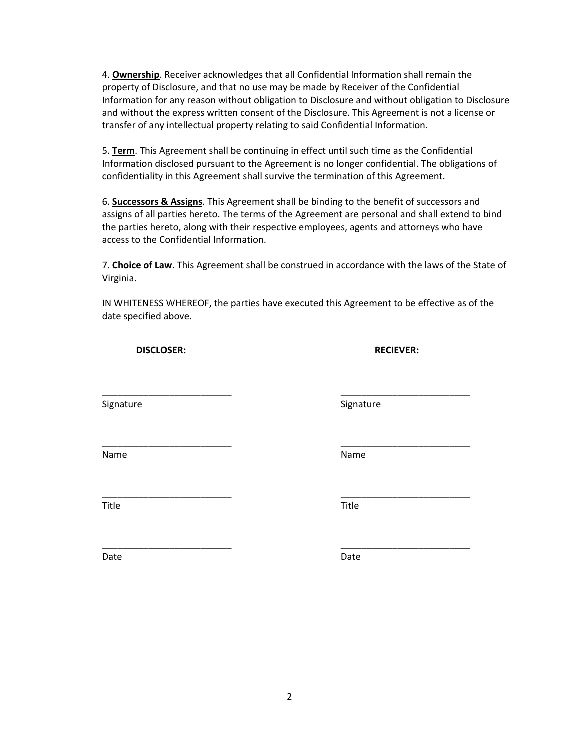4. **<u>Ownership</u>**. Receiver acknowledges that all Confidential Information shall remain the property of Disclosure, and that no use may be made by Receiver of the Confidential Information for any reason without obligation to Disclosure and without obligation to Disclosure and without the express written consent of the Disclosure. This Agreement is not a license or transfer of any intellectual property relating to said Confidential Information.

5. **<u>Term</u>**. This Agreement shall be continuing in effect until such time as the Confidential Information disclosed pursuant to the Agreement is no longer confidential. The obligations of confidentiality in this Agreement shall survive the termination of this Agreement.

6. **<u>Successors & Assigns</u>**. This Agreement shall be binding to the benefit of successors and assigns of all parties hereto. The terms of the Agreement are personal and shall extend to bind the parties hereto, along with their respective employees, agents and attorneys who have access to the Confidential Information.

7. **<u>Choice of Law</u>**. This Agreement shall be construed in accordance with the laws of the State of Virginia.

IN WHITENESS WHEREOF, the parties have executed this Agreement to be effective as of the date specified above.

**DISCLOSER:**

_________________________
Signature

_________________________
Name

_________________________
Title

_________________________
Date

**RECIEVER:**

_________________________
Signature

_________________________
Name

_________________________
Title

_________________________
Date